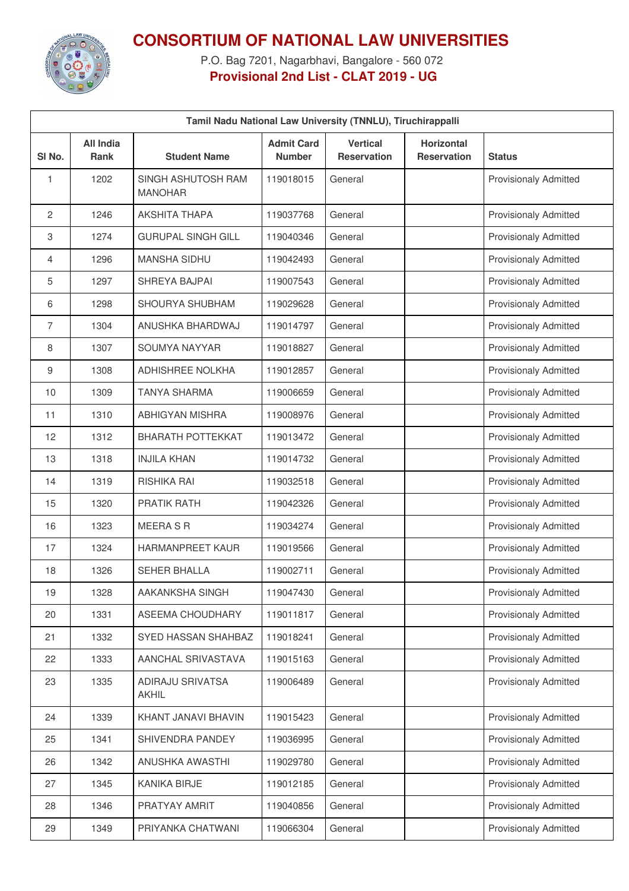# CONSORTIUM OF NATIONAL LAW UNIVERSITIES

P.O. Bag 7201, Nagarbhavi, Bangalore - 560 072

**Provisional 2nd List - CLAT 2019 - UG**

| Tamil Nadu National Law University (TNNLU), Tiruchirappalli | | | | | | |
|---|---|---|---|---|---|---|
| Sl No. | All India Rank | Student Name | Admit Card Number | Vertical Reservation | Horizontal Reservation | Status |
| 1 | 1202 | SINGH ASHUTOSH RAM MANOHAR | 119018015 | General | | Provisionaly Admitted |
| 2 | 1246 | AKSHITA THAPA | 119037768 | General | | Provisionaly Admitted |
| 3 | 1274 | GURUPAL SINGH GILL | 119040346 | General | | Provisionaly Admitted |
| 4 | 1296 | MANSHA SIDHU | 119042493 | General | | Provisionaly Admitted |
| 5 | 1297 | SHREYA BAJPAI | 119007543 | General | | Provisionaly Admitted |
| 6 | 1298 | SHOURYA SHUBHAM | 119029628 | General | | Provisionaly Admitted |
| 7 | 1304 | ANUSHKA BHARDWAJ | 119014797 | General | | Provisionaly Admitted |
| 8 | 1307 | SOUMYA NAYYAR | 119018827 | General | | Provisionaly Admitted |
| 9 | 1308 | ADHISHREE NOLKHA | 119012857 | General | | Provisionaly Admitted |
| 10 | 1309 | TANYA SHARMA | 119006659 | General | | Provisionaly Admitted |
| 11 | 1310 | ABHIGYAN MISHRA | 119008976 | General | | Provisionaly Admitted |
| 12 | 1312 | BHARATH POTTEKKAT | 119013472 | General | | Provisionaly Admitted |
| 13 | 1318 | INJILA KHAN | 119014732 | General | | Provisionaly Admitted |
| 14 | 1319 | RISHIKA RAI | 119032518 | General | | Provisionaly Admitted |
| 15 | 1320 | PRATIK RATH | 119042326 | General | | Provisionaly Admitted |
| 16 | 1323 | MEERA S R | 119034274 | General | | Provisionaly Admitted |
| 17 | 1324 | HARMANPREET KAUR | 119019566 | General | | Provisionaly Admitted |
| 18 | 1326 | SEHER BHALLA | 119002711 | General | | Provisionaly Admitted |
| 19 | 1328 | AAKANKSHA SINGH | 119047430 | General | | Provisionaly Admitted |
| 20 | 1331 | ASEEMA CHOUDHARY | 119011817 | General | | Provisionaly Admitted |
| 21 | 1332 | SYED HASSAN SHAHBAZ | 119018241 | General | | Provisionaly Admitted |
| 22 | 1333 | AANCHAL SRIVASTAVA | 119015163 | General | | Provisionaly Admitted |
| 23 | 1335 | ADIRAJU SRIVATSA AKHIL | 119006489 | General | | Provisionaly Admitted |
| 24 | 1339 | KHANT JANAVI BHAVIN | 119015423 | General | | Provisionaly Admitted |
| 25 | 1341 | SHIVENDRA PANDEY | 119036995 | General | | Provisionaly Admitted |
| 26 | 1342 | ANUSHKA AWASTHI | 119029780 | General | | Provisionaly Admitted |
| 27 | 1345 | KANIKA BIRJE | 119012185 | General | | Provisionaly Admitted |
| 28 | 1346 | PRATYAY AMRIT | 119040856 | General | | Provisionaly Admitted |
| 29 | 1349 | PRIYANKA CHATWANI | 119066304 | General | | Provisionaly Admitted |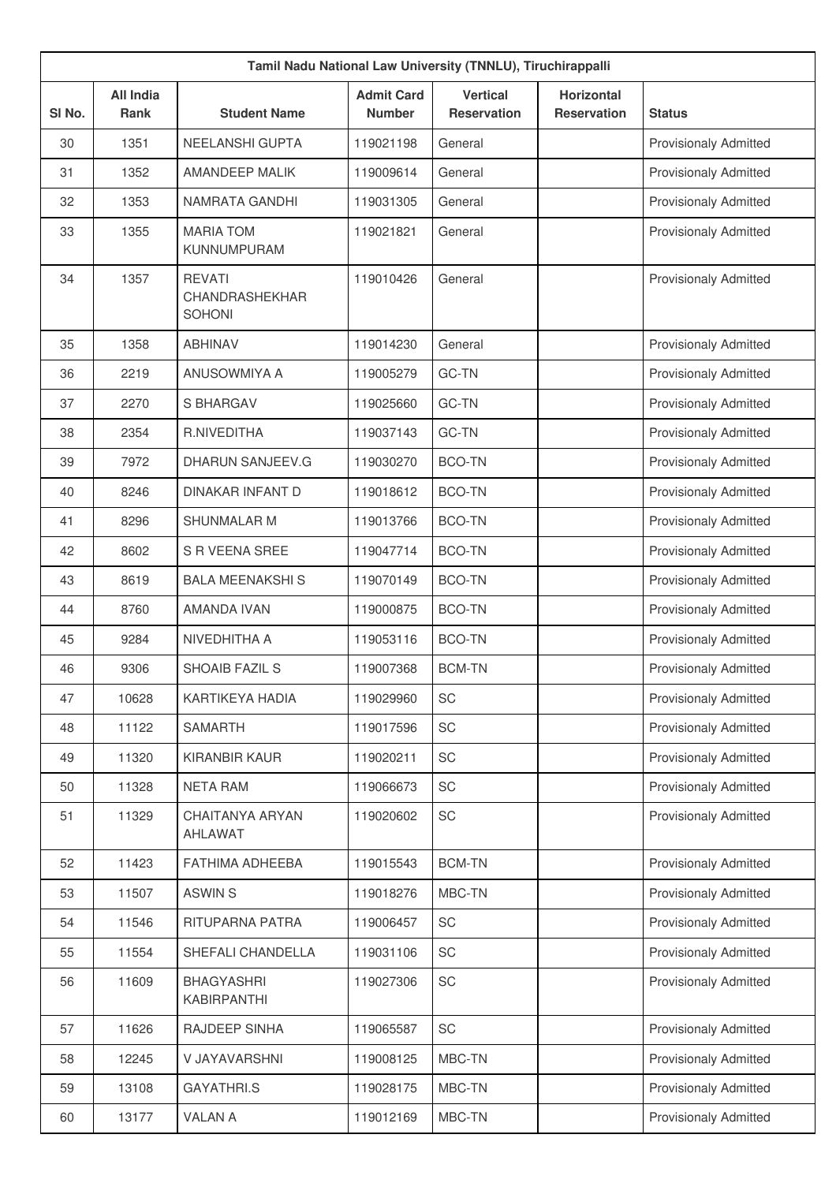| Tamil Nadu National Law University (TNNLU), Tiruchirappalli | | | | | | |
|---|---|---|---|---|---|---|
| Sl No. | All India Rank | Student Name | Admit Card Number | Vertical Reservation | Horizontal Reservation | Status |
| 30 | 1351 | NEELANSHI GUPTA | 119021198 | General | | Provisionaly Admitted |
| 31 | 1352 | AMANDEEP MALIK | 119009614 | General | | Provisionaly Admitted |
| 32 | 1353 | NAMRATA GANDHI | 119031305 | General | | Provisionaly Admitted |
| 33 | 1355 | MARIA TOM KUNNUMPURAM | 119021821 | General | | Provisionaly Admitted |
| 34 | 1357 | REVATI CHANDRASHEKHAR SOHONI | 119010426 | General | | Provisionaly Admitted |
| 35 | 1358 | ABHINAV | 119014230 | General | | Provisionaly Admitted |
| 36 | 2219 | ANUSOWMIYA A | 119005279 | GC-TN | | Provisionaly Admitted |
| 37 | 2270 | S BHARGAV | 119025660 | GC-TN | | Provisionaly Admitted |
| 38 | 2354 | R.NIVEDITHA | 119037143 | GC-TN | | Provisionaly Admitted |
| 39 | 7972 | DHARUN SANJEEV.G | 119030270 | BCO-TN | | Provisionaly Admitted |
| 40 | 8246 | DINAKAR INFANT D | 119018612 | BCO-TN | | Provisionaly Admitted |
| 41 | 8296 | SHUNMALAR M | 119013766 | BCO-TN | | Provisionaly Admitted |
| 42 | 8602 | S R VEENA SREE | 119047714 | BCO-TN | | Provisionaly Admitted |
| 43 | 8619 | BALA MEENAKSHI S | 119070149 | BCO-TN | | Provisionaly Admitted |
| 44 | 8760 | AMANDA IVAN | 119000875 | BCO-TN | | Provisionaly Admitted |
| 45 | 9284 | NIVEDHITHA A | 119053116 | BCO-TN | | Provisionaly Admitted |
| 46 | 9306 | SHOAIB FAZIL S | 119007368 | BCM-TN | | Provisionaly Admitted |
| 47 | 10628 | KARTIKEYA HADIA | 119029960 | SC | | Provisionaly Admitted |
| 48 | 11122 | SAMARTH | 119017596 | SC | | Provisionaly Admitted |
| 49 | 11320 | KIRANBIR KAUR | 119020211 | SC | | Provisionaly Admitted |
| 50 | 11328 | NETA RAM | 119066673 | SC | | Provisionaly Admitted |
| 51 | 11329 | CHAITANYA ARYAN AHLAWAT | 119020602 | SC | | Provisionaly Admitted |
| 52 | 11423 | FATHIMA ADHEEBA | 119015543 | BCM-TN | | Provisionaly Admitted |
| 53 | 11507 | ASWIN S | 119018276 | MBC-TN | | Provisionaly Admitted |
| 54 | 11546 | RITUPARNA PATRA | 119006457 | SC | | Provisionaly Admitted |
| 55 | 11554 | SHEFALI CHANDELLA | 119031106 | SC | | Provisionaly Admitted |
| 56 | 11609 | BHAGYASHRI KABIRPANTHI | 119027306 | SC | | Provisionaly Admitted |
| 57 | 11626 | RAJDEEP SINHA | 119065587 | SC | | Provisionaly Admitted |
| 58 | 12245 | V JAYAVARSHNI | 119008125 | MBC-TN | | Provisionaly Admitted |
| 59 | 13108 | GAYATHRI.S | 119028175 | MBC-TN | | Provisionaly Admitted |
| 60 | 13177 | VALAN A | 119012169 | MBC-TN | | Provisionaly Admitted |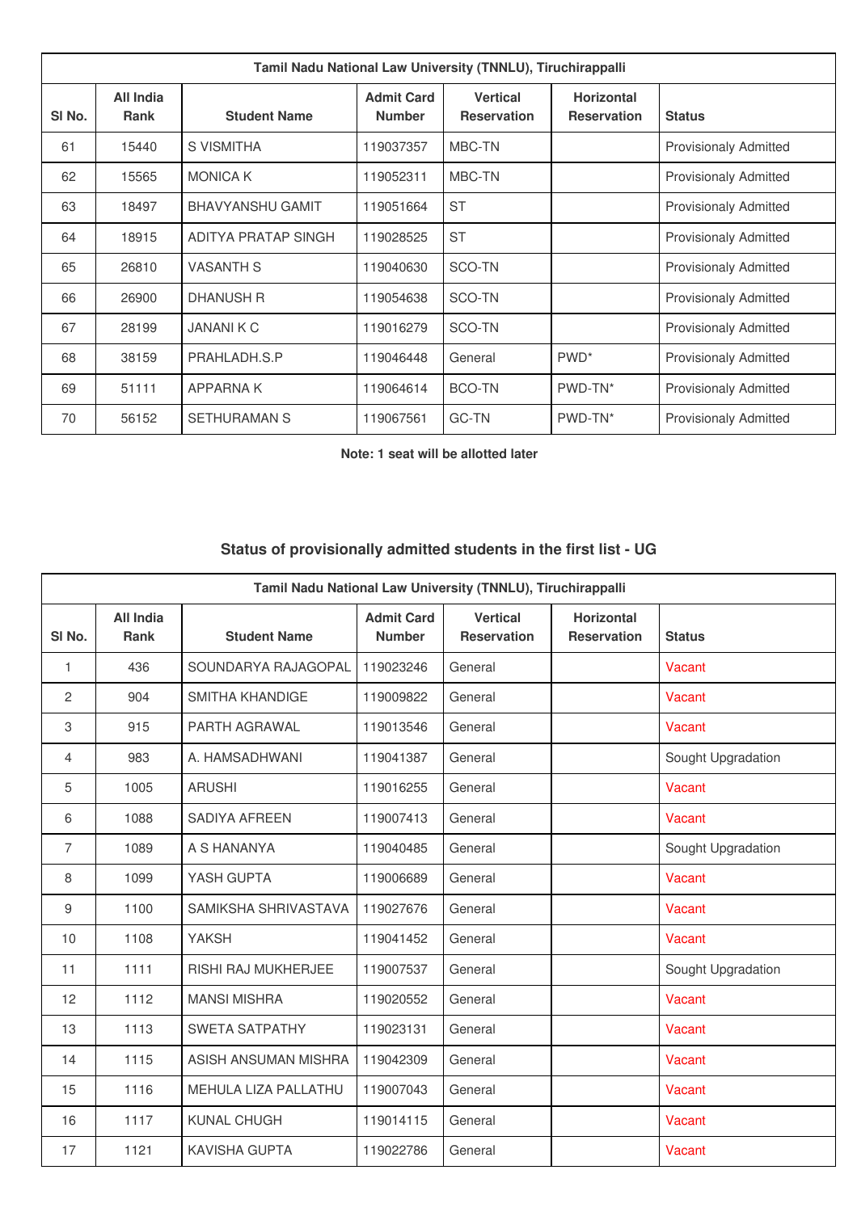| Tamil Nadu National Law University (TNNLU), Tiruchirappalli | | | | | | |
|---|---|---|---|---|---|---|
| Sl No. | All India Rank | Student Name | Admit Card Number | Vertical Reservation | Horizontal Reservation | Status |
| 61 | 15440 | S VISMITHA | 119037357 | MBC-TN | | Provisionaly Admitted |
| 62 | 15565 | MONICA K | 119052311 | MBC-TN | | Provisionaly Admitted |
| 63 | 18497 | BHAVYANSHU GAMIT | 119051664 | ST | | Provisionaly Admitted |
| 64 | 18915 | ADITYA PRATAP SINGH | 119028525 | ST | | Provisionaly Admitted |
| 65 | 26810 | VASANTH S | 119040630 | SCO-TN | | Provisionaly Admitted |
| 66 | 26900 | DHANUSH R | 119054638 | SCO-TN | | Provisionaly Admitted |
| 67 | 28199 | JANANI K C | 119016279 | SCO-TN | | Provisionaly Admitted |
| 68 | 38159 | PRAHLADH.S.P | 119046448 | General | PWD* | Provisionaly Admitted |
| 69 | 51111 | APPARNA K | 119064614 | BCO-TN | PWD-TN* | Provisionaly Admitted |
| 70 | 56152 | SETHURAMAN S | 119067561 | GC-TN | PWD-TN* | Provisionaly Admitted |

**Note: 1 seat will be allotted later**

## Status of provisionally admitted students in the first list - UG

| Tamil Nadu National Law University (TNNLU), Tiruchirappalli | | | | | | |
|---|---|---|---|---|---|---|
| Sl No. | All India Rank | Student Name | Admit Card Number | Vertical Reservation | Horizontal Reservation | Status |
| 1 | 436 | SOUNDARYA RAJAGOPAL | 119023246 | General | | Vacant |
| 2 | 904 | SMITHA KHANDIGE | 119009822 | General | | Vacant |
| 3 | 915 | PARTH AGRAWAL | 119013546 | General | | Vacant |
| 4 | 983 | A. HAMSADHWANI | 119041387 | General | | Sought Upgradation |
| 5 | 1005 | ARUSHI | 119016255 | General | | Vacant |
| 6 | 1088 | SADIYA AFREEN | 119007413 | General | | Vacant |
| 7 | 1089 | A S HANANYA | 119040485 | General | | Sought Upgradation |
| 8 | 1099 | YASH GUPTA | 119006689 | General | | Vacant |
| 9 | 1100 | SAMIKSHA SHRIVASTAVA | 119027676 | General | | Vacant |
| 10 | 1108 | YAKSH | 119041452 | General | | Vacant |
| 11 | 1111 | RISHI RAJ MUKHERJEE | 119007537 | General | | Sought Upgradation |
| 12 | 1112 | MANSI MISHRA | 119020552 | General | | Vacant |
| 13 | 1113 | SWETA SATPATHY | 119023131 | General | | Vacant |
| 14 | 1115 | ASISH ANSUMAN MISHRA | 119042309 | General | | Vacant |
| 15 | 1116 | MEHULA LIZA PALLATHU | 119007043 | General | | Vacant |
| 16 | 1117 | KUNAL CHUGH | 119014115 | General | | Vacant |
| 17 | 1121 | KAVISHA GUPTA | 119022786 | General | | Vacant |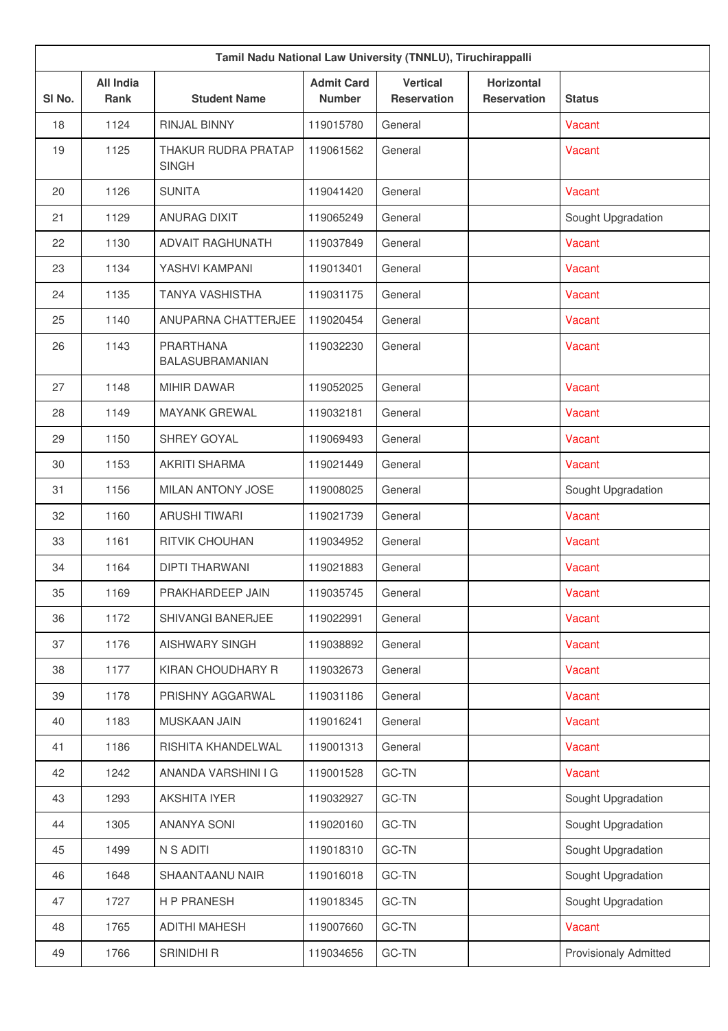| Tamil Nadu National Law University (TNNLU), Tiruchirappalli | | | | | | |
|---|---|---|---|---|---|---|
| Sl No. | All India Rank | Student Name | Admit Card Number | Vertical Reservation | Horizontal Reservation | Status |
| 18 | 1124 | RINJAL BINNY | 119015780 | General | | Vacant |
| 19 | 1125 | THAKUR RUDRA PRATAP SINGH | 119061562 | General | | Vacant |
| 20 | 1126 | SUNITA | 119041420 | General | | Vacant |
| 21 | 1129 | ANURAG DIXIT | 119065249 | General | | Sought Upgradation |
| 22 | 1130 | ADVAIT RAGHUNATH | 119037849 | General | | Vacant |
| 23 | 1134 | YASHVI KAMPANI | 119013401 | General | | Vacant |
| 24 | 1135 | TANYA VASHISTHA | 119031175 | General | | Vacant |
| 25 | 1140 | ANUPARNA CHATTERJEE | 119020454 | General | | Vacant |
| 26 | 1143 | PRARTHANA BALASUBRAMANIAN | 119032230 | General | | Vacant |
| 27 | 1148 | MIHIR DAWAR | 119052025 | General | | Vacant |
| 28 | 1149 | MAYANK GREWAL | 119032181 | General | | Vacant |
| 29 | 1150 | SHREY GOYAL | 119069493 | General | | Vacant |
| 30 | 1153 | AKRITI SHARMA | 119021449 | General | | Vacant |
| 31 | 1156 | MILAN ANTONY JOSE | 119008025 | General | | Sought Upgradation |
| 32 | 1160 | ARUSHI TIWARI | 119021739 | General | | Vacant |
| 33 | 1161 | RITVIK CHOUHAN | 119034952 | General | | Vacant |
| 34 | 1164 | DIPTI THARWANI | 119021883 | General | | Vacant |
| 35 | 1169 | PRAKHARDEEP JAIN | 119035745 | General | | Vacant |
| 36 | 1172 | SHIVANGI BANERJEE | 119022991 | General | | Vacant |
| 37 | 1176 | AISHWARY SINGH | 119038892 | General | | Vacant |
| 38 | 1177 | KIRAN CHOUDHARY R | 119032673 | General | | Vacant |
| 39 | 1178 | PRISHNY AGGARWAL | 119031186 | General | | Vacant |
| 40 | 1183 | MUSKAAN JAIN | 119016241 | General | | Vacant |
| 41 | 1186 | RISHITA KHANDELWAL | 119001313 | General | | Vacant |
| 42 | 1242 | ANANDA VARSHINI I G | 119001528 | GC-TN | | Vacant |
| 43 | 1293 | AKSHITA IYER | 119032927 | GC-TN | | Sought Upgradation |
| 44 | 1305 | ANANYA SONI | 119020160 | GC-TN | | Sought Upgradation |
| 45 | 1499 | N S ADITI | 119018310 | GC-TN | | Sought Upgradation |
| 46 | 1648 | SHAANTAANU NAIR | 119016018 | GC-TN | | Sought Upgradation |
| 47 | 1727 | H P PRANESH | 119018345 | GC-TN | | Sought Upgradation |
| 48 | 1765 | ADITHI MAHESH | 119007660 | GC-TN | | Vacant |
| 49 | 1766 | SRINIDHI R | 119034656 | GC-TN | | Provisionaly Admitted |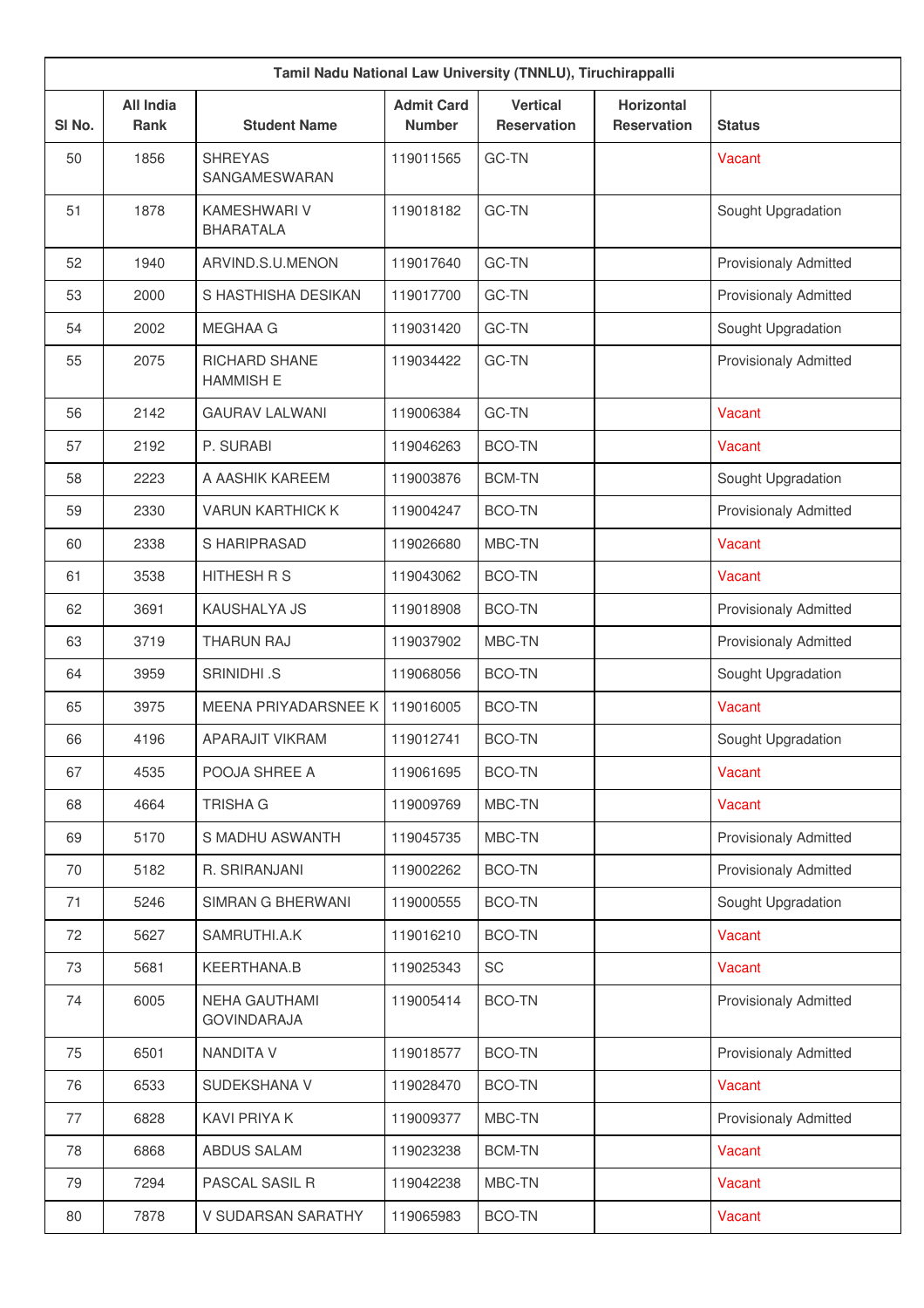| Tamil Nadu National Law University (TNNLU), Tiruchirappalli | | | | | | |
|---|---|---|---|---|---|---|
| Sl No. | All India Rank | Student Name | Admit Card Number | Vertical Reservation | Horizontal Reservation | Status |
| 50 | 1856 | SHREYAS SANGAMESWARAN | 119011565 | GC-TN | | Vacant |
| 51 | 1878 | KAMESHWARI V BHARATALA | 119018182 | GC-TN | | Sought Upgradation |
| 52 | 1940 | ARVIND.S.U.MENON | 119017640 | GC-TN | | Provisionaly Admitted |
| 53 | 2000 | S HASTHISHA DESIKAN | 119017700 | GC-TN | | Provisionaly Admitted |
| 54 | 2002 | MEGHAA G | 119031420 | GC-TN | | Sought Upgradation |
| 55 | 2075 | RICHARD SHANE HAMMISH E | 119034422 | GC-TN | | Provisionaly Admitted |
| 56 | 2142 | GAURAV LALWANI | 119006384 | GC-TN | | Vacant |
| 57 | 2192 | P. SURABI | 119046263 | BCO-TN | | Vacant |
| 58 | 2223 | A AASHIK KAREEM | 119003876 | BCM-TN | | Sought Upgradation |
| 59 | 2330 | VARUN KARTHICK K | 119004247 | BCO-TN | | Provisionaly Admitted |
| 60 | 2338 | S HARIPRASAD | 119026680 | MBC-TN | | Vacant |
| 61 | 3538 | HITHESH R S | 119043062 | BCO-TN | | Vacant |
| 62 | 3691 | KAUSHALYA JS | 119018908 | BCO-TN | | Provisionaly Admitted |
| 63 | 3719 | THARUN RAJ | 119037902 | MBC-TN | | Provisionaly Admitted |
| 64 | 3959 | SRINIDHI .S | 119068056 | BCO-TN | | Sought Upgradation |
| 65 | 3975 | MEENA PRIYADARSNEE K | 119016005 | BCO-TN | | Vacant |
| 66 | 4196 | APARAJIT VIKRAM | 119012741 | BCO-TN | | Sought Upgradation |
| 67 | 4535 | POOJA SHREE A | 119061695 | BCO-TN | | Vacant |
| 68 | 4664 | TRISHA G | 119009769 | MBC-TN | | Vacant |
| 69 | 5170 | S MADHU ASWANTH | 119045735 | MBC-TN | | Provisionaly Admitted |
| 70 | 5182 | R. SRIRANJANI | 119002262 | BCO-TN | | Provisionaly Admitted |
| 71 | 5246 | SIMRAN G BHERWANI | 119000555 | BCO-TN | | Sought Upgradation |
| 72 | 5627 | SAMRUTHI.A.K | 119016210 | BCO-TN | | Vacant |
| 73 | 5681 | KEERTHANA.B | 119025343 | SC | | Vacant |
| 74 | 6005 | NEHA GAUTHAMI GOVINDARAJA | 119005414 | BCO-TN | | Provisionaly Admitted |
| 75 | 6501 | NANDITA V | 119018577 | BCO-TN | | Provisionaly Admitted |
| 76 | 6533 | SUDEKSHANA V | 119028470 | BCO-TN | | Vacant |
| 77 | 6828 | KAVI PRIYA K | 119009377 | MBC-TN | | Provisionaly Admitted |
| 78 | 6868 | ABDUS SALAM | 119023238 | BCM-TN | | Vacant |
| 79 | 7294 | PASCAL SASIL R | 119042238 | MBC-TN | | Vacant |
| 80 | 7878 | V SUDARSAN SARATHY | 119065983 | BCO-TN | | Vacant |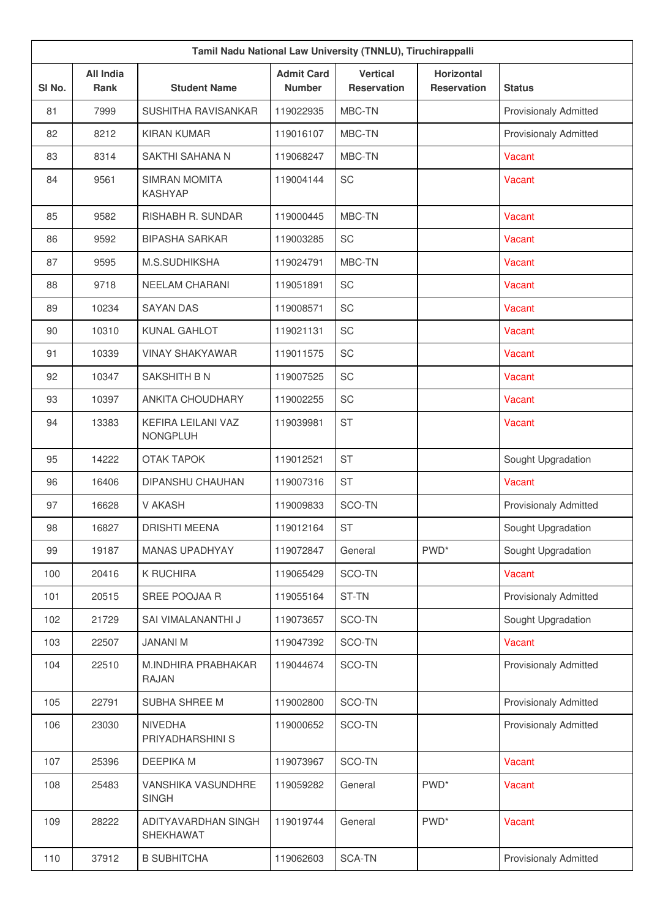| Tamil Nadu National Law University (TNNLU), Tiruchirappalli | | | | | | |
|---|---|---|---|---|---|---|
| Sl No. | All India Rank | Student Name | Admit Card Number | Vertical Reservation | Horizontal Reservation | Status |
| 81 | 7999 | SUSHITHA RAVISANKAR | 119022935 | MBC-TN | | Provisionaly Admitted |
| 82 | 8212 | KIRAN KUMAR | 119016107 | MBC-TN | | Provisionaly Admitted |
| 83 | 8314 | SAKTHI SAHANA N | 119068247 | MBC-TN | | Vacant |
| 84 | 9561 | SIMRAN MOMITA KASHYAP | 119004144 | SC | | Vacant |
| 85 | 9582 | RISHABH R. SUNDAR | 119000445 | MBC-TN | | Vacant |
| 86 | 9592 | BIPASHA SARKAR | 119003285 | SC | | Vacant |
| 87 | 9595 | M.S.SUDHIKSHA | 119024791 | MBC-TN | | Vacant |
| 88 | 9718 | NEELAM CHARANI | 119051891 | SC | | Vacant |
| 89 | 10234 | SAYAN DAS | 119008571 | SC | | Vacant |
| 90 | 10310 | KUNAL GAHLOT | 119021131 | SC | | Vacant |
| 91 | 10339 | VINAY SHAKYAWAR | 119011575 | SC | | Vacant |
| 92 | 10347 | SAKSHITH B N | 119007525 | SC | | Vacant |
| 93 | 10397 | ANKITA CHOUDHARY | 119002255 | SC | | Vacant |
| 94 | 13383 | KEFIRA LEILANI VAZ NONGPLUH | 119039981 | ST | | Vacant |
| 95 | 14222 | OTAK TAPOK | 119012521 | ST | | Sought Upgradation |
| 96 | 16406 | DIPANSHU CHAUHAN | 119007316 | ST | | Vacant |
| 97 | 16628 | V AKASH | 119009833 | SCO-TN | | Provisionaly Admitted |
| 98 | 16827 | DRISHTI MEENA | 119012164 | ST | | Sought Upgradation |
| 99 | 19187 | MANAS UPADHYAY | 119072847 | General | PWD* | Sought Upgradation |
| 100 | 20416 | K RUCHIRA | 119065429 | SCO-TN | | Vacant |
| 101 | 20515 | SREE POOJAA R | 119055164 | ST-TN | | Provisionaly Admitted |
| 102 | 21729 | SAI VIMALANANTHI J | 119073657 | SCO-TN | | Sought Upgradation |
| 103 | 22507 | JANANI M | 119047392 | SCO-TN | | Vacant |
| 104 | 22510 | M.INDHIRA PRABHAKAR RAJAN | 119044674 | SCO-TN | | Provisionaly Admitted |
| 105 | 22791 | SUBHA SHREE M | 119002800 | SCO-TN | | Provisionaly Admitted |
| 106 | 23030 | NIVEDHA PRIYADHARSHINI S | 119000652 | SCO-TN | | Provisionaly Admitted |
| 107 | 25396 | DEEPIKA M | 119073967 | SCO-TN | | Vacant |
| 108 | 25483 | VANSHIKA VASUNDHRE SINGH | 119059282 | General | PWD* | Vacant |
| 109 | 28222 | ADITYAVARDHAN SINGH SHEKHAWAT | 119019744 | General | PWD* | Vacant |
| 110 | 37912 | B SUBHITCHA | 119062603 | SCA-TN | | Provisionaly Admitted |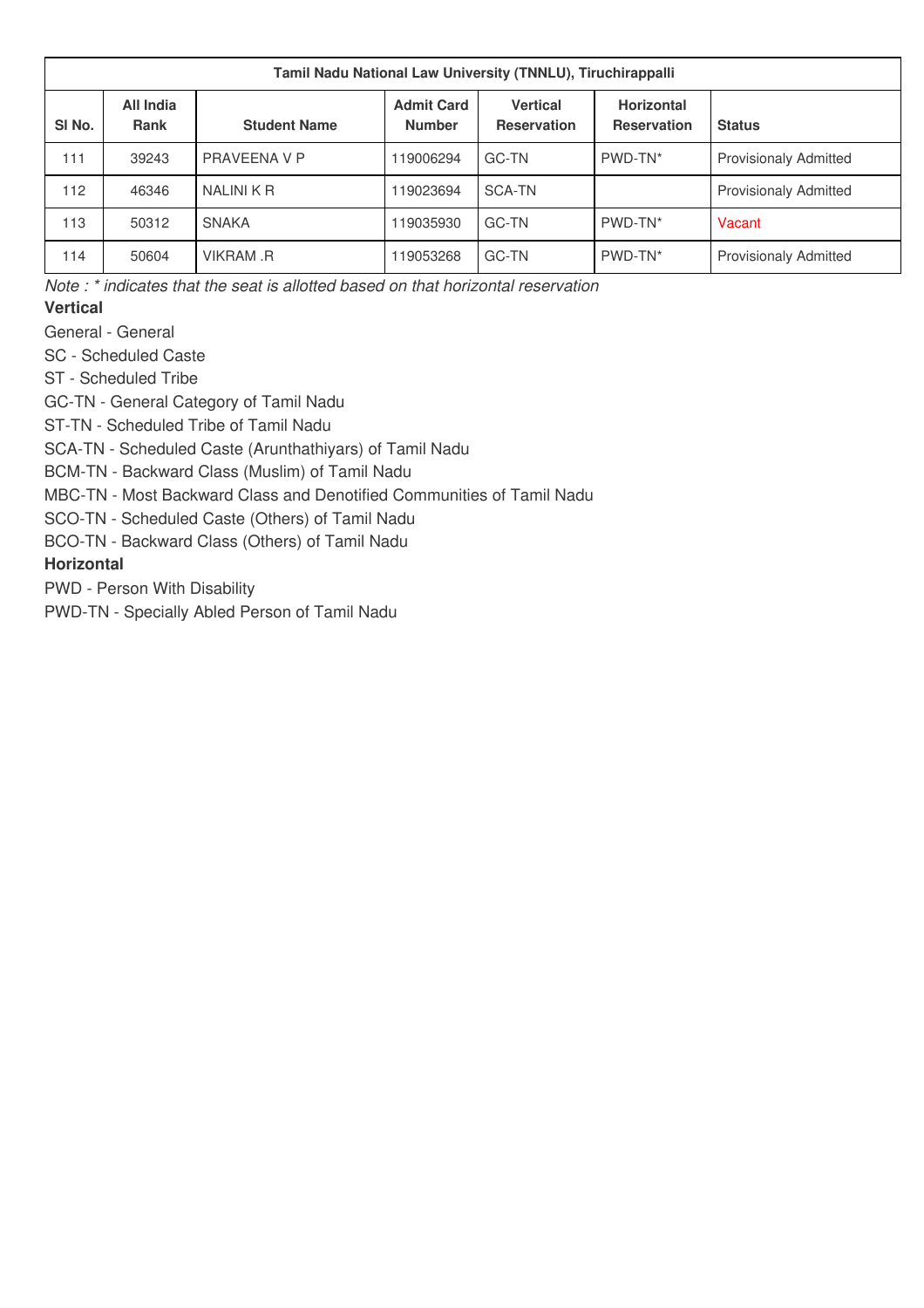| Tamil Nadu National Law University (TNNLU), Tiruchirappalli | | | | | | |
|---|---|---|---|---|---|---|
| Sl No. | All India Rank | Student Name | Admit Card Number | Vertical Reservation | Horizontal Reservation | Status |
| 111 | 39243 | PRAVEENA V P | 119006294 | GC-TN | PWD-TN* | Provisionaly Admitted |
| 112 | 46346 | NALINI K R | 119023694 | SCA-TN | | Provisionaly Admitted |
| 113 | 50312 | SNAKA | 119035930 | GC-TN | PWD-TN* | Vacant |
| 114 | 50604 | VIKRAM .R | 119053268 | GC-TN | PWD-TN* | Provisionaly Admitted |

*Note : * indicates that the seat is allotted based on that horizontal reservation*

**Vertical**

General - General

SC - Scheduled Caste

ST - Scheduled Tribe

GC-TN - General Category of Tamil Nadu

ST-TN - Scheduled Tribe of Tamil Nadu

SCA-TN - Scheduled Caste (Arunthathiyars) of Tamil Nadu

BCM-TN - Backward Class (Muslim) of Tamil Nadu

MBC-TN - Most Backward Class and Denotified Communities of Tamil Nadu

SCO-TN - Scheduled Caste (Others) of Tamil Nadu

BCO-TN - Backward Class (Others) of Tamil Nadu

**Horizontal**

PWD - Person With Disability

PWD-TN - Specially Abled Person of Tamil Nadu